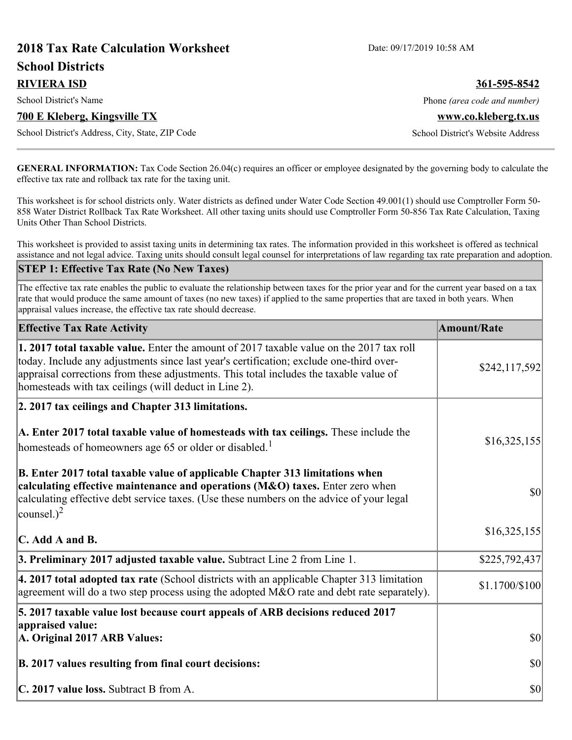# 2018 Tax Rate Calculation Worksheet

Date: 09/17/2019 10:58 AM

## School Districts

**RIVIERA ISD**
School District's Name

**361-595-8542**
Phone *(area code and number)*

**700 E Kleberg, Kingsville TX**
School District's Address, City, State, ZIP Code

**www.co.kleberg.tx.us**
School District's Website Address

---

**GENERAL INFORMATION:** Tax Code Section 26.04(c) requires an officer or employee designated by the governing body to calculate the effective tax rate and rollback tax rate for the taxing unit.

This worksheet is for school districts only. Water districts as defined under Water Code Section 49.001(1) should use Comptroller Form 50-858 Water District Rollback Tax Rate Worksheet. All other taxing units should use Comptroller Form 50-856 Tax Rate Calculation, Taxing Units Other Than School Districts.

This worksheet is provided to assist taxing units in determining tax rates. The information provided in this worksheet is offered as technical assistance and not legal advice. Taxing units should consult legal counsel for interpretations of law regarding tax rate preparation and adoption.

### STEP 1: Effective Tax Rate (No New Taxes)

The effective tax rate enables the public to evaluate the relationship between taxes for the prior year and for the current year based on a tax rate that would produce the same amount of taxes (no new taxes) if applied to the same properties that are taxed in both years. When appraisal values increase, the effective tax rate should decrease.

| Effective Tax Rate Activity | Amount/Rate |
|---|---|
| **1. 2017 total taxable value.** Enter the amount of 2017 taxable value on the 2017 tax roll today. Include any adjustments since last year's certification; exclude one-third over-appraisal corrections from these adjustments. This total includes the taxable value of homesteads with tax ceilings (will deduct in Line 2). | $242,117,592 |
| **2. 2017 tax ceilings and Chapter 313 limitations.** | |
| **A. Enter 2017 total taxable value of homesteads with tax ceilings.** These include the homesteads of homeowners age 65 or older or disabled.[1] | $16,325,155 |
| **B. Enter 2017 total taxable value of applicable Chapter 313 limitations when calculating effective maintenance and operations (M&O) taxes.** Enter zero when calculating effective debt service taxes. (Use these numbers on the advice of your legal counsel.)[2] | $0 |
| **C. Add A and B.** | $16,325,155 |
| **3. Preliminary 2017 adjusted taxable value.** Subtract Line 2 from Line 1. | $225,792,437 |
| **4. 2017 total adopted tax rate** (School districts with an applicable Chapter 313 limitation agreement will do a two step process using the adopted M&O rate and debt rate separately). | $1.1700/$100 |
| **5. 2017 taxable value lost because court appeals of ARB decisions reduced 2017 appraised value:** | |
| **A. Original 2017 ARB Values:** | $0 |
| **B. 2017 values resulting from final court decisions:** | $0 |
| **C. 2017 value loss.** Subtract B from A. | $0 |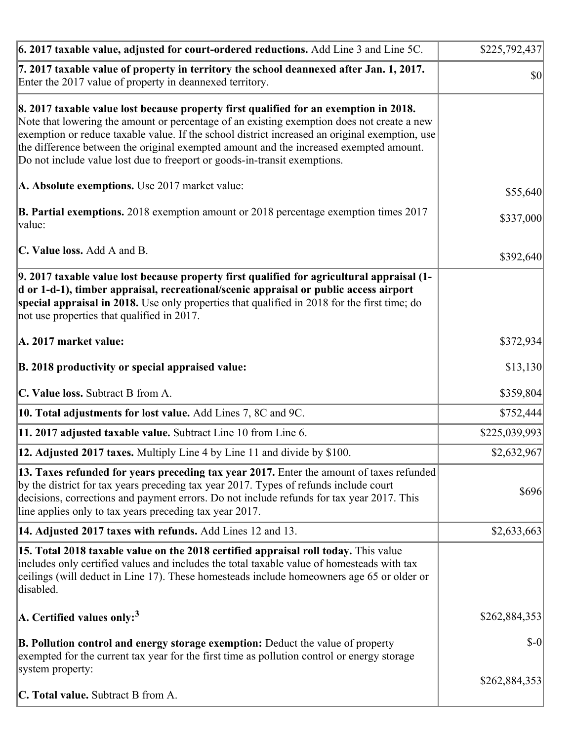| | |
|---|---|
| **6. 2017 taxable value, adjusted for court-ordered reductions.** Add Line 3 and Line 5C. | $225,792,437 |
| **7. 2017 taxable value of property in territory the school deannexed after Jan. 1, 2017.** Enter the 2017 value of property in deannexed territory. | $0 |
| **8. 2017 taxable value lost because property first qualified for an exemption in 2018.** Note that lowering the amount or percentage of an existing exemption does not create a new exemption or reduce taxable value. If the school district increased an original exemption, use the difference between the original exempted amount and the increased exempted amount. Do not include value lost due to freeport or goods-in-transit exemptions. | |
| **A. Absolute exemptions.** Use 2017 market value: | $55,640 |
| **B. Partial exemptions.** 2018 exemption amount or 2018 percentage exemption times 2017 value: | $337,000 |
| **C. Value loss.** Add A and B. | $392,640 |
| **9. 2017 taxable value lost because property first qualified for agricultural appraisal (1-d or 1-d-1), timber appraisal, recreational/scenic appraisal or public access airport special appraisal in 2018.** Use only properties that qualified in 2018 for the first time; do not use properties that qualified in 2017. | |
| **A. 2017 market value:** | $372,934 |
| **B. 2018 productivity or special appraised value:** | $13,130 |
| **C. Value loss.** Subtract B from A. | $359,804 |
| **10. Total adjustments for lost value.** Add Lines 7, 8C and 9C. | $752,444 |
| **11. 2017 adjusted taxable value.** Subtract Line 10 from Line 6. | $225,039,993 |
| **12. Adjusted 2017 taxes.** Multiply Line 4 by Line 11 and divide by $100. | $2,632,967 |
| **13. Taxes refunded for years preceding tax year 2017.** Enter the amount of taxes refunded by the district for tax years preceding tax year 2017. Types of refunds include court decisions, corrections and payment errors. Do not include refunds for tax year 2017. This line applies only to tax years preceding tax year 2017. | $696 |
| **14. Adjusted 2017 taxes with refunds.** Add Lines 12 and 13. | $2,633,663 |
| **15. Total 2018 taxable value on the 2018 certified appraisal roll today.** This value includes only certified values and includes the total taxable value of homesteads with tax ceilings (will deduct in Line 17). These homesteads include homeowners age 65 or older or disabled. | |
| **A. Certified values only:**[3] | $262,884,353 |
| **B. Pollution control and energy storage exemption:** Deduct the value of property exempted for the current tax year for the first time as pollution control or energy storage system property: | $-0 |
| **C. Total value.** Subtract B from A. | $262,884,353 |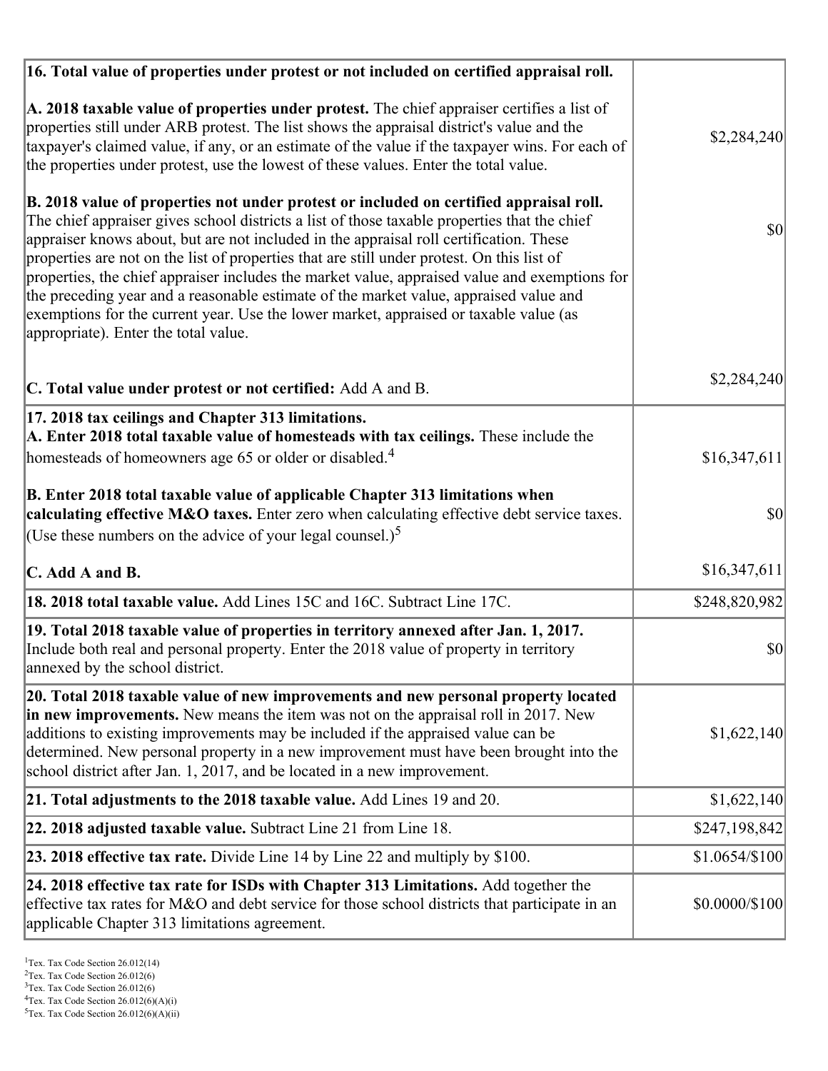| | |
|---|---|
| **16. Total value of properties under protest or not included on certified appraisal roll.** | |
| **A. 2018 taxable value of properties under protest.** The chief appraiser certifies a list of properties still under ARB protest. The list shows the appraisal district's value and the taxpayer's claimed value, if any, or an estimate of the value if the taxpayer wins. For each of the properties under protest, use the lowest of these values. Enter the total value. | $2,284,240 |
| **B. 2018 value of properties not under protest or included on certified appraisal roll.** The chief appraiser gives school districts a list of those taxable properties that the chief appraiser knows about, but are not included in the appraisal roll certification. These properties are not on the list of properties that are still under protest. On this list of properties, the chief appraiser includes the market value, appraised value and exemptions for the preceding year and a reasonable estimate of the market value, appraised value and exemptions for the current year. Use the lower market, appraised or taxable value (as appropriate). Enter the total value. | $0 |
| **C. Total value under protest or not certified:** Add A and B. | $2,284,240 |
| **17. 2018 tax ceilings and Chapter 313 limitations.** | |
| **A. Enter 2018 total taxable value of homesteads with tax ceilings.** These include the homesteads of homeowners age 65 or older or disabled.[4] | $16,347,611 |
| **B. Enter 2018 total taxable value of applicable Chapter 313 limitations when calculating effective M&O taxes.** Enter zero when calculating effective debt service taxes. (Use these numbers on the advice of your legal counsel.)[5] | $0 |
| **C. Add A and B.** | $16,347,611 |
| **18. 2018 total taxable value.** Add Lines 15C and 16C. Subtract Line 17C. | $248,820,982 |
| **19. Total 2018 taxable value of properties in territory annexed after Jan. 1, 2017.** Include both real and personal property. Enter the 2018 value of property in territory annexed by the school district. | $0 |
| **20. Total 2018 taxable value of new improvements and new personal property located in new improvements.** New means the item was not on the appraisal roll in 2017. New additions to existing improvements may be included if the appraised value can be determined. New personal property in a new improvement must have been brought into the school district after Jan. 1, 2017, and be located in a new improvement. | $1,622,140 |
| **21. Total adjustments to the 2018 taxable value.** Add Lines 19 and 20. | $1,622,140 |
| **22. 2018 adjusted taxable value.** Subtract Line 21 from Line 18. | $247,198,842 |
| **23. 2018 effective tax rate.** Divide Line 14 by Line 22 and multiply by $100. | $1.0654/$100 |
| **24. 2018 effective tax rate for ISDs with Chapter 313 Limitations.** Add together the effective tax rates for M&O and debt service for those school districts that participate in an applicable Chapter 313 limitations agreement. | $0.0000/$100 |

[1]Tex. Tax Code Section 26.012(14)
[2]Tex. Tax Code Section 26.012(6)
[3]Tex. Tax Code Section 26.012(6)
[4]Tex. Tax Code Section 26.012(6)(A)(i)
[5]Tex. Tax Code Section 26.012(6)(A)(ii)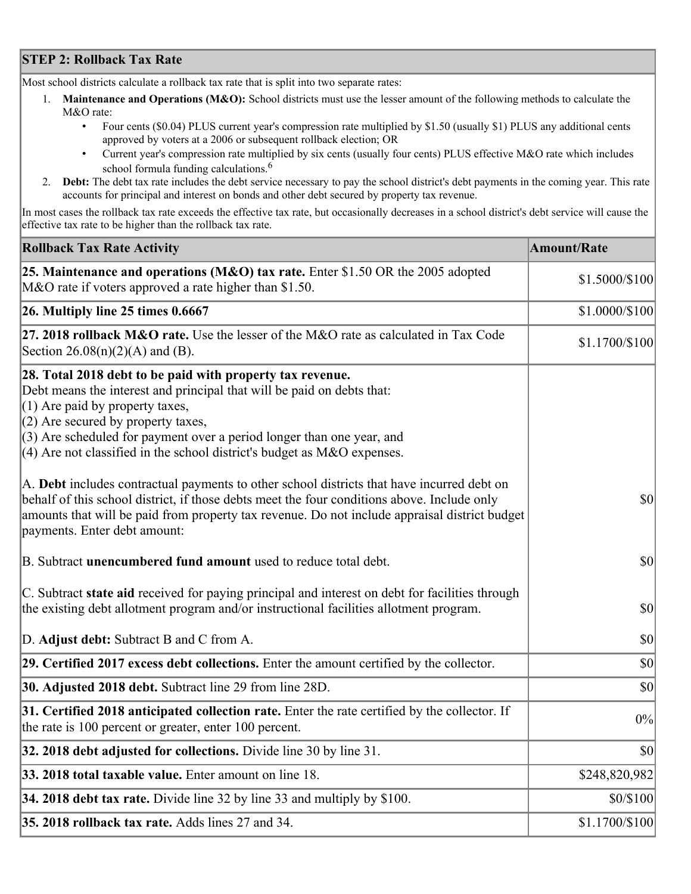## STEP 2: Rollback Tax Rate

Most school districts calculate a rollback tax rate that is split into two separate rates:

1. **Maintenance and Operations (M&O):** School districts must use the lesser amount of the following methods to calculate the M&O rate:
   - Four cents ($0.04) PLUS current year's compression rate multiplied by $1.50 (usually $1) PLUS any additional cents approved by voters at a 2006 or subsequent rollback election; OR
   - Current year's compression rate multiplied by six cents (usually four cents) PLUS effective M&O rate which includes school formula funding calculations.[6]
2. **Debt:** The debt tax rate includes the debt service necessary to pay the school district's debt payments in the coming year. This rate accounts for principal and interest on bonds and other debt secured by property tax revenue.

In most cases the rollback tax rate exceeds the effective tax rate, but occasionally decreases in a school district's debt service will cause the effective tax rate to be higher than the rollback tax rate.

| Rollback Tax Rate Activity | Amount/Rate |
|---|---|
| **25. Maintenance and operations (M&O) tax rate.** Enter $1.50 OR the 2005 adopted M&O rate if voters approved a rate higher than $1.50. | $1.5000/$100 |
| **26. Multiply line 25 times 0.6667** | $1.0000/$100 |
| **27. 2018 rollback M&O rate.** Use the lesser of the M&O rate as calculated in Tax Code Section 26.08(n)(2)(A) and (B). | $1.1700/$100 |
| **28. Total 2018 debt to be paid with property tax revenue.**<br>Debt means the interest and principal that will be paid on debts that:<br>(1) Are paid by property taxes,<br>(2) Are secured by property taxes,<br>(3) Are scheduled for payment over a period longer than one year, and<br>(4) Are not classified in the school district's budget as M&O expenses.<br><br>A. **Debt** includes contractual payments to other school districts that have incurred debt on behalf of this school district, if those debts meet the four conditions above. Include only amounts that will be paid from property tax revenue. Do not include appraisal district budget payments. Enter debt amount:<br><br>B. Subtract **unencumbered fund amount** used to reduce total debt.<br><br>C. Subtract **state aid** received for paying principal and interest on debt for facilities through the existing debt allotment program and/or instructional facilities allotment program.<br><br>D. **Adjust debt:** Subtract B and C from A. | <br><br><br><br><br><br><br>$0<br><br>$0<br><br>$0<br><br>$0 |
| **29. Certified 2017 excess debt collections.** Enter the amount certified by the collector. | $0 |
| **30. Adjusted 2018 debt.** Subtract line 29 from line 28D. | $0 |
| **31. Certified 2018 anticipated collection rate.** Enter the rate certified by the collector. If the rate is 100 percent or greater, enter 100 percent. | 0% |
| **32. 2018 debt adjusted for collections.** Divide line 30 by line 31. | $0 |
| **33. 2018 total taxable value.** Enter amount on line 18. | $248,820,982 |
| **34. 2018 debt tax rate.** Divide line 32 by line 33 and multiply by $100. | $0/$100 |
| **35. 2018 rollback tax rate.** Adds lines 27 and 34. | $1.1700/$100 |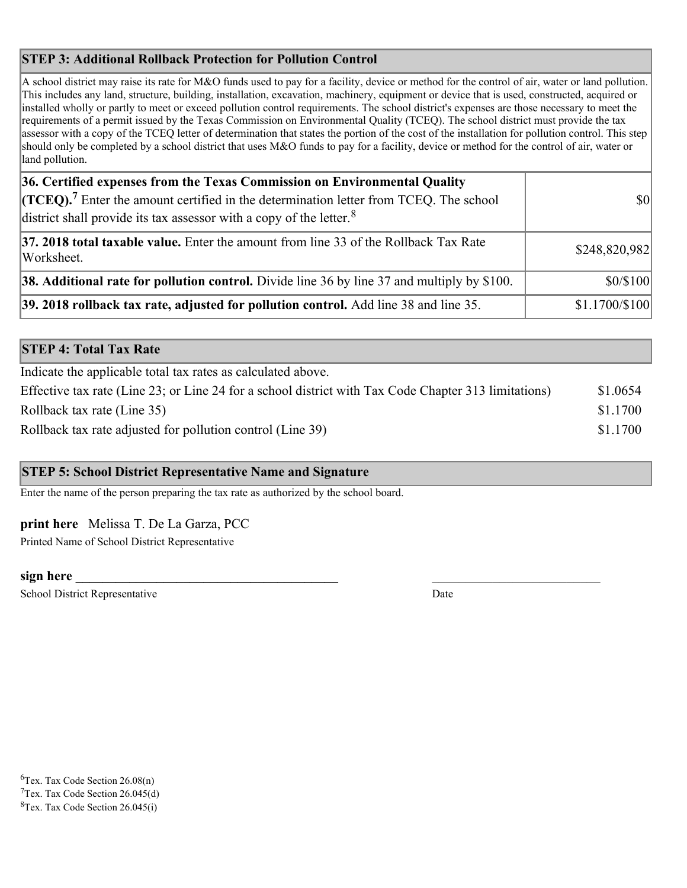## STEP 3: Additional Rollback Protection for Pollution Control

A school district may raise its rate for M&O funds used to pay for a facility, device or method for the control of air, water or land pollution. This includes any land, structure, building, installation, excavation, machinery, equipment or device that is used, constructed, acquired or installed wholly or partly to meet or exceed pollution control requirements. The school district's expenses are those necessary to meet the requirements of a permit issued by the Texas Commission on Environmental Quality (TCEQ). The school district must provide the tax assessor with a copy of the TCEQ letter of determination that states the portion of the cost of the installation for pollution control. This step should only be completed by a school district that uses M&O funds to pay for a facility, device or method for the control of air, water or land pollution.

| | |
|---|---|
| **36. Certified expenses from the Texas Commission on Environmental Quality (TCEQ).**[7] Enter the amount certified in the determination letter from TCEQ. The school district shall provide its tax assessor with a copy of the letter.[8] | $0 |
| **37. 2018 total taxable value.** Enter the amount from line 33 of the Rollback Tax Rate Worksheet. | $248,820,982 |
| **38. Additional rate for pollution control.** Divide line 36 by line 37 and multiply by $100. | $0/$100 |
| **39. 2018 rollback tax rate, adjusted for pollution control.** Add line 38 and line 35. | $1.1700/$100 |

## STEP 4: Total Tax Rate

Indicate the applicable total tax rates as calculated above.

| | |
|---|---|
| Effective tax rate (Line 23; or Line 24 for a school district with Tax Code Chapter 313 limitations) | $1.0654 |
| Rollback tax rate (Line 35) | $1.1700 |
| Rollback tax rate adjusted for pollution control (Line 39) | $1.1700 |

## STEP 5: School District Representative Name and Signature

Enter the name of the person preparing the tax rate as authorized by the school board.

**print here** Melissa T. De La Garza, PCC

Printed Name of School District Representative

**sign here** ________________________________________ ____________________________

School District Representative Date

[6]Tex. Tax Code Section 26.08(n)

[7]Tex. Tax Code Section 26.045(d)

[8]Tex. Tax Code Section 26.045(i)